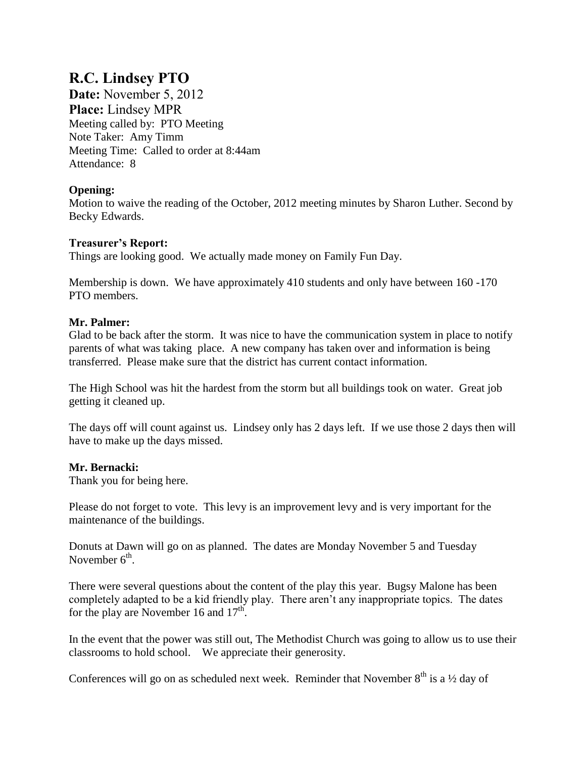# R.C. Lindsey PTO

**Date:** November 5, 2012
**Place:** Lindsey MPR
Meeting called by: PTO Meeting
Note Taker: Amy Timm
Meeting Time: Called to order at 8:44am
Attendance: 8

**Opening:**
Motion to waive the reading of the October, 2012 meeting minutes by Sharon Luther. Second by Becky Edwards.

**Treasurer's Report:**
Things are looking good. We actually made money on Family Fun Day.

Membership is down. We have approximately 410 students and only have between 160 -170 PTO members.

**Mr. Palmer:**
Glad to be back after the storm. It was nice to have the communication system in place to notify parents of what was taking place. A new company has taken over and information is being transferred. Please make sure that the district has current contact information.

The High School was hit the hardest from the storm but all buildings took on water. Great job getting it cleaned up.

The days off will count against us. Lindsey only has 2 days left. If we use those 2 days then will have to make up the days missed.

**Mr. Bernacki:**
Thank you for being here.

Please do not forget to vote. This levy is an improvement levy and is very important for the maintenance of the buildings.

Donuts at Dawn will go on as planned. The dates are Monday November 5 and Tuesday November 6th.

There were several questions about the content of the play this year. Bugsy Malone has been completely adapted to be a kid friendly play. There aren't any inappropriate topics. The dates for the play are November 16 and 17th.

In the event that the power was still out, The Methodist Church was going to allow us to use their classrooms to hold school. We appreciate their generosity.

Conferences will go on as scheduled next week. Reminder that November 8th is a ½ day of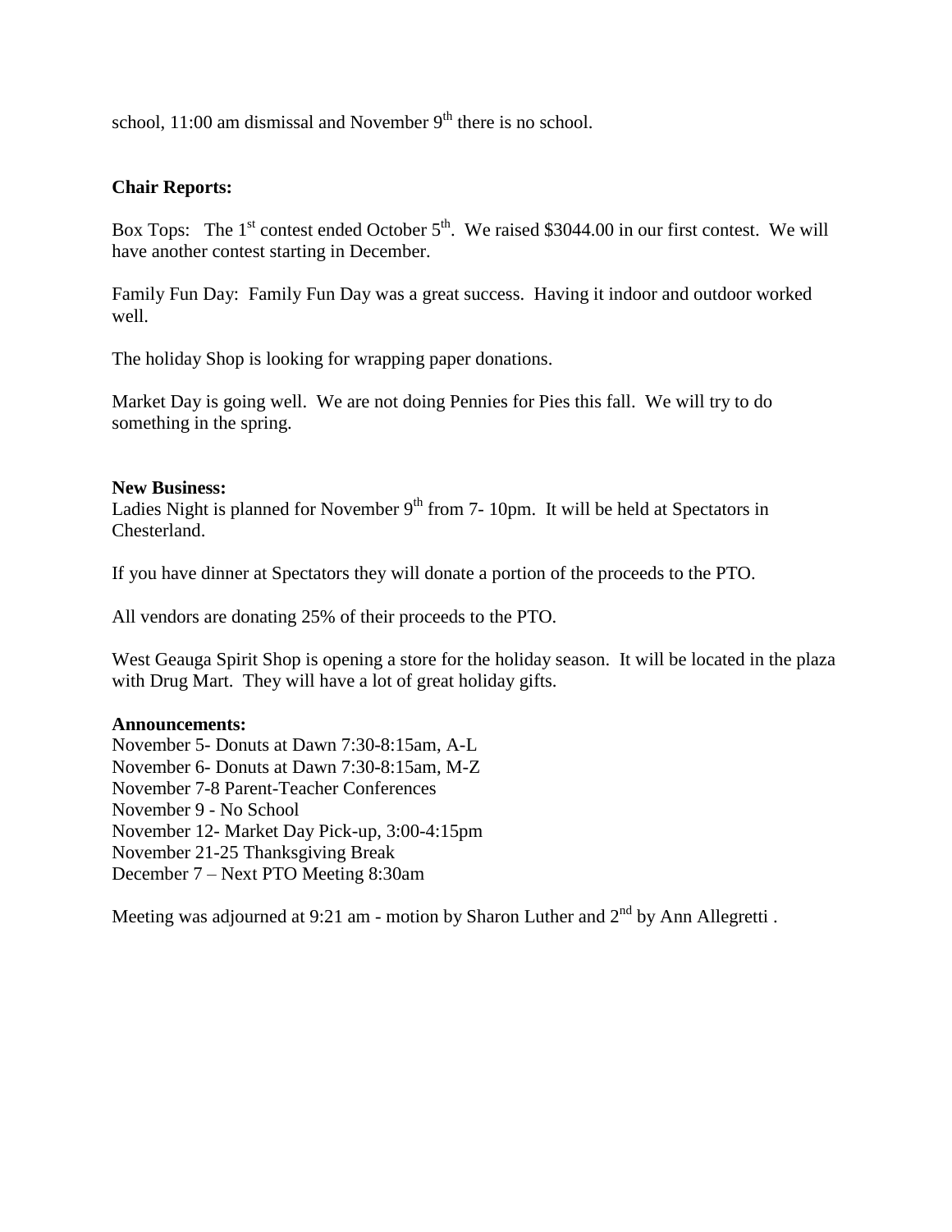school, 11:00 am dismissal and November 9th there is no school.

**Chair Reports:**

Box Tops: The 1st contest ended October 5th. We raised $3044.00 in our first contest. We will have another contest starting in December.

Family Fun Day: Family Fun Day was a great success. Having it indoor and outdoor worked well.

The holiday Shop is looking for wrapping paper donations.

Market Day is going well. We are not doing Pennies for Pies this fall. We will try to do something in the spring.

**New Business:**
Ladies Night is planned for November 9th from 7- 10pm. It will be held at Spectators in Chesterland.

If you have dinner at Spectators they will donate a portion of the proceeds to the PTO.

All vendors are donating 25% of their proceeds to the PTO.

West Geauga Spirit Shop is opening a store for the holiday season. It will be located in the plaza with Drug Mart. They will have a lot of great holiday gifts.

**Announcements:**
November 5- Donuts at Dawn 7:30-8:15am, A-L
November 6- Donuts at Dawn 7:30-8:15am, M-Z
November 7-8 Parent-Teacher Conferences
November 9 - No School
November 12- Market Day Pick-up, 3:00-4:15pm
November 21-25 Thanksgiving Break
December 7 – Next PTO Meeting 8:30am

Meeting was adjourned at 9:21 am - motion by Sharon Luther and 2nd by Ann Allegretti .